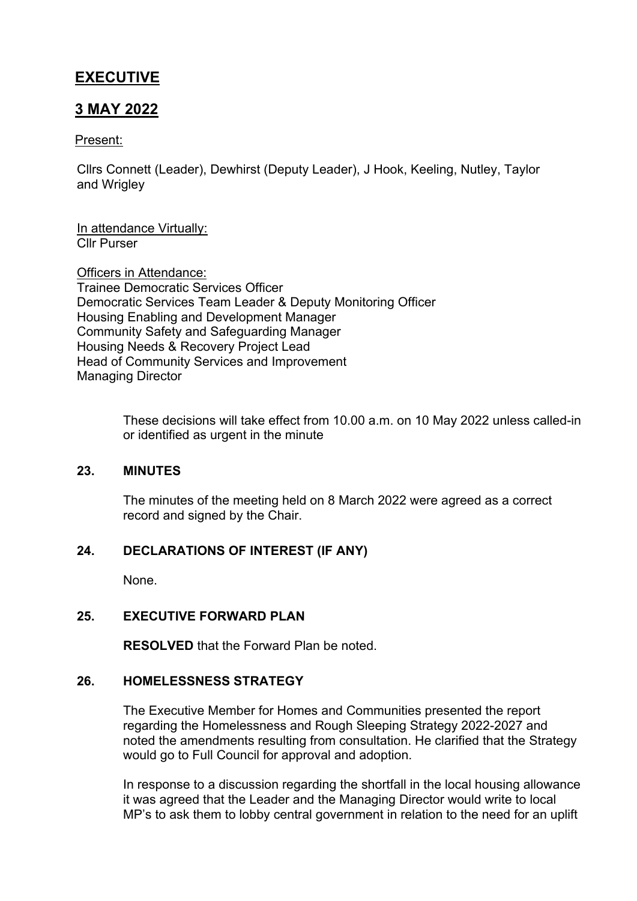# EXECUTIVE

# 3 MAY 2022

Present:

Cllrs Connett (Leader), Dewhirst (Deputy Leader), J Hook, Keeling, Nutley, Taylor and Wrigley

In attendance Virtually:
Cllr Purser

Officers in Attendance:
Trainee Democratic Services Officer
Democratic Services Team Leader & Deputy Monitoring Officer
Housing Enabling and Development Manager
Community Safety and Safeguarding Manager
Housing Needs & Recovery Project Lead
Head of Community Services and Improvement
Managing Director

These decisions will take effect from 10.00 a.m. on 10 May 2022 unless called-in or identified as urgent in the minute

## 23. MINUTES

The minutes of the meeting held on 8 March 2022 were agreed as a correct record and signed by the Chair.

## 24. DECLARATIONS OF INTEREST (IF ANY)

None.

## 25. EXECUTIVE FORWARD PLAN

**RESOLVED** that the Forward Plan be noted.

## 26. HOMELESSNESS STRATEGY

The Executive Member for Homes and Communities presented the report regarding the Homelessness and Rough Sleeping Strategy 2022-2027 and noted the amendments resulting from consultation. He clarified that the Strategy would go to Full Council for approval and adoption.

In response to a discussion regarding the shortfall in the local housing allowance it was agreed that the Leader and the Managing Director would write to local MP's to ask them to lobby central government in relation to the need for an uplift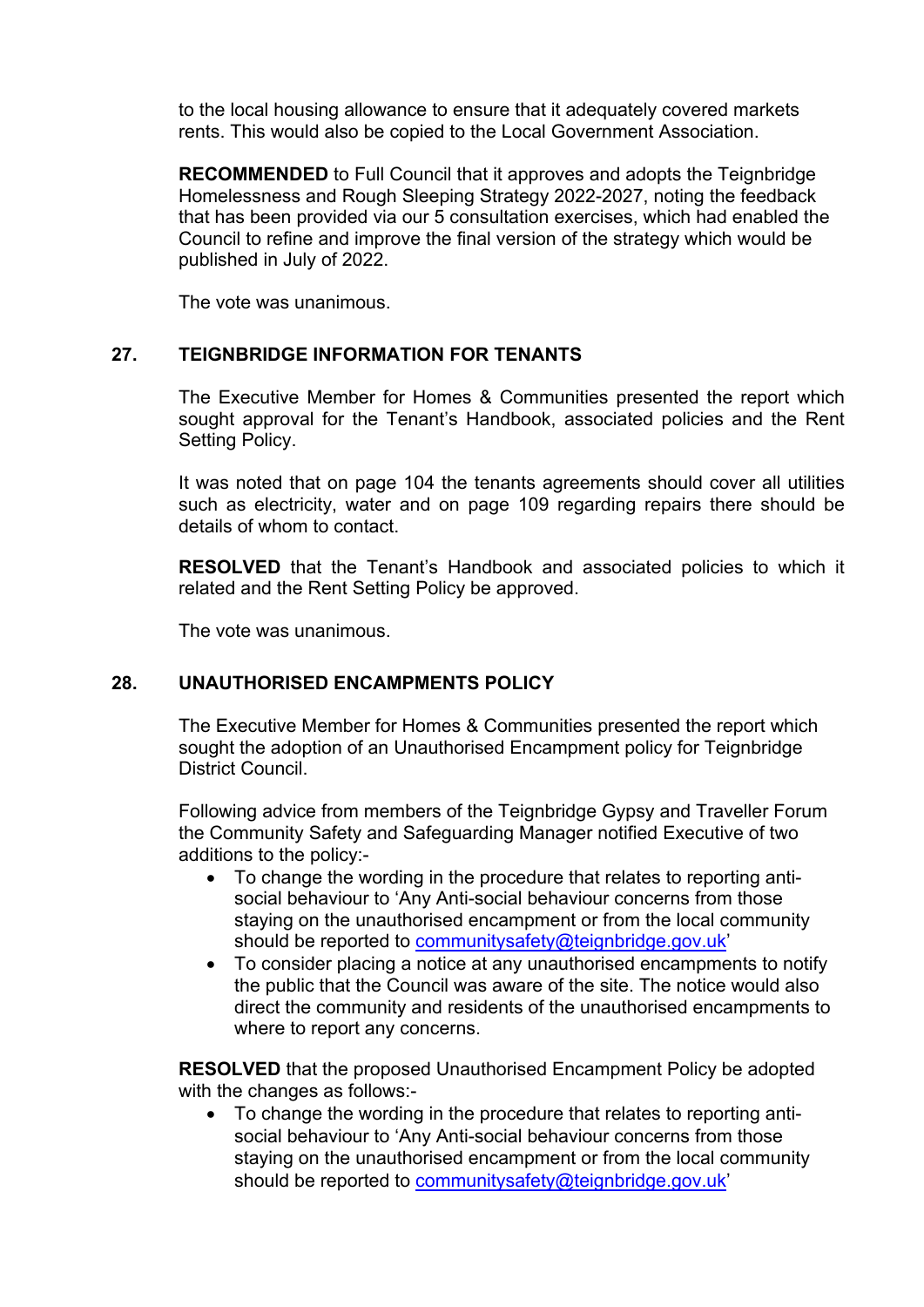to the local housing allowance to ensure that it adequately covered markets rents. This would also be copied to the Local Government Association.

**RECOMMENDED** to Full Council that it approves and adopts the Teignbridge Homelessness and Rough Sleeping Strategy 2022-2027, noting the feedback that has been provided via our 5 consultation exercises, which had enabled the Council to refine and improve the final version of the strategy which would be published in July of 2022.

The vote was unanimous.

## 27. TEIGNBRIDGE INFORMATION FOR TENANTS

The Executive Member for Homes & Communities presented the report which sought approval for the Tenant's Handbook, associated policies and the Rent Setting Policy.

It was noted that on page 104 the tenants agreements should cover all utilities such as electricity, water and on page 109 regarding repairs there should be details of whom to contact.

**RESOLVED** that the Tenant's Handbook and associated policies to which it related and the Rent Setting Policy be approved.

The vote was unanimous.

## 28. UNAUTHORISED ENCAMPMENTS POLICY

The Executive Member for Homes & Communities presented the report which sought the adoption of an Unauthorised Encampment policy for Teignbridge District Council.

Following advice from members of the Teignbridge Gypsy and Traveller Forum the Community Safety and Safeguarding Manager notified Executive of two additions to the policy:-

- To change the wording in the procedure that relates to reporting anti-social behaviour to 'Any Anti-social behaviour concerns from those staying on the unauthorised encampment or from the local community should be reported to communitysafety@teignbridge.gov.uk'
- To consider placing a notice at any unauthorised encampments to notify the public that the Council was aware of the site. The notice would also direct the community and residents of the unauthorised encampments to where to report any concerns.

**RESOLVED** that the proposed Unauthorised Encampment Policy be adopted with the changes as follows:-

- To change the wording in the procedure that relates to reporting anti-social behaviour to 'Any Anti-social behaviour concerns from those staying on the unauthorised encampment or from the local community should be reported to communitysafety@teignbridge.gov.uk'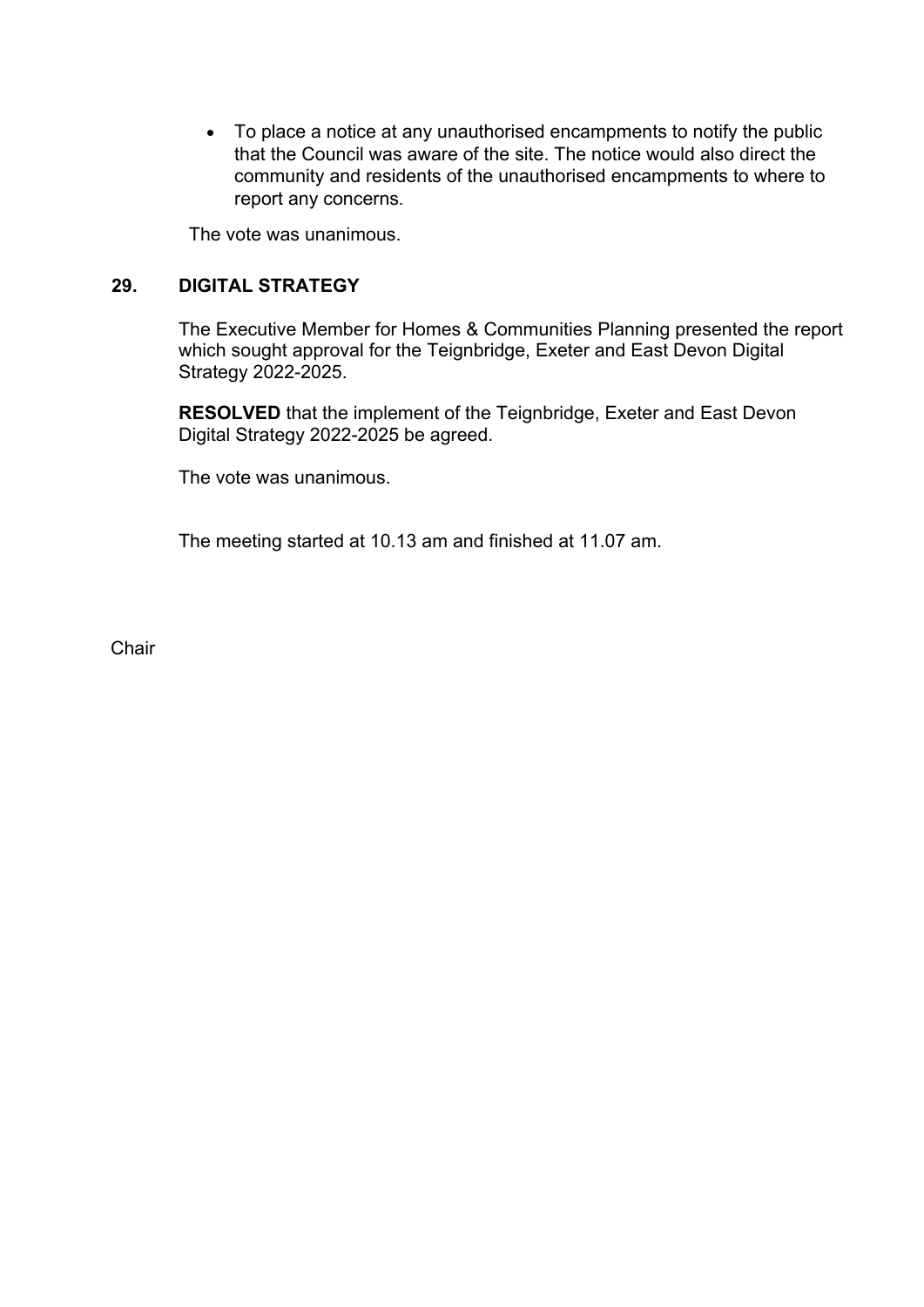- To place a notice at any unauthorised encampments to notify the public that the Council was aware of the site. The notice would also direct the community and residents of the unauthorised encampments to where to report any concerns.

The vote was unanimous.

## 29. DIGITAL STRATEGY

The Executive Member for Homes & Communities Planning presented the report which sought approval for the Teignbridge, Exeter and East Devon Digital Strategy 2022-2025.

**RESOLVED** that the implement of the Teignbridge, Exeter and East Devon Digital Strategy 2022-2025 be agreed.

The vote was unanimous.

The meeting started at 10.13 am and finished at 11.07 am.

Chair